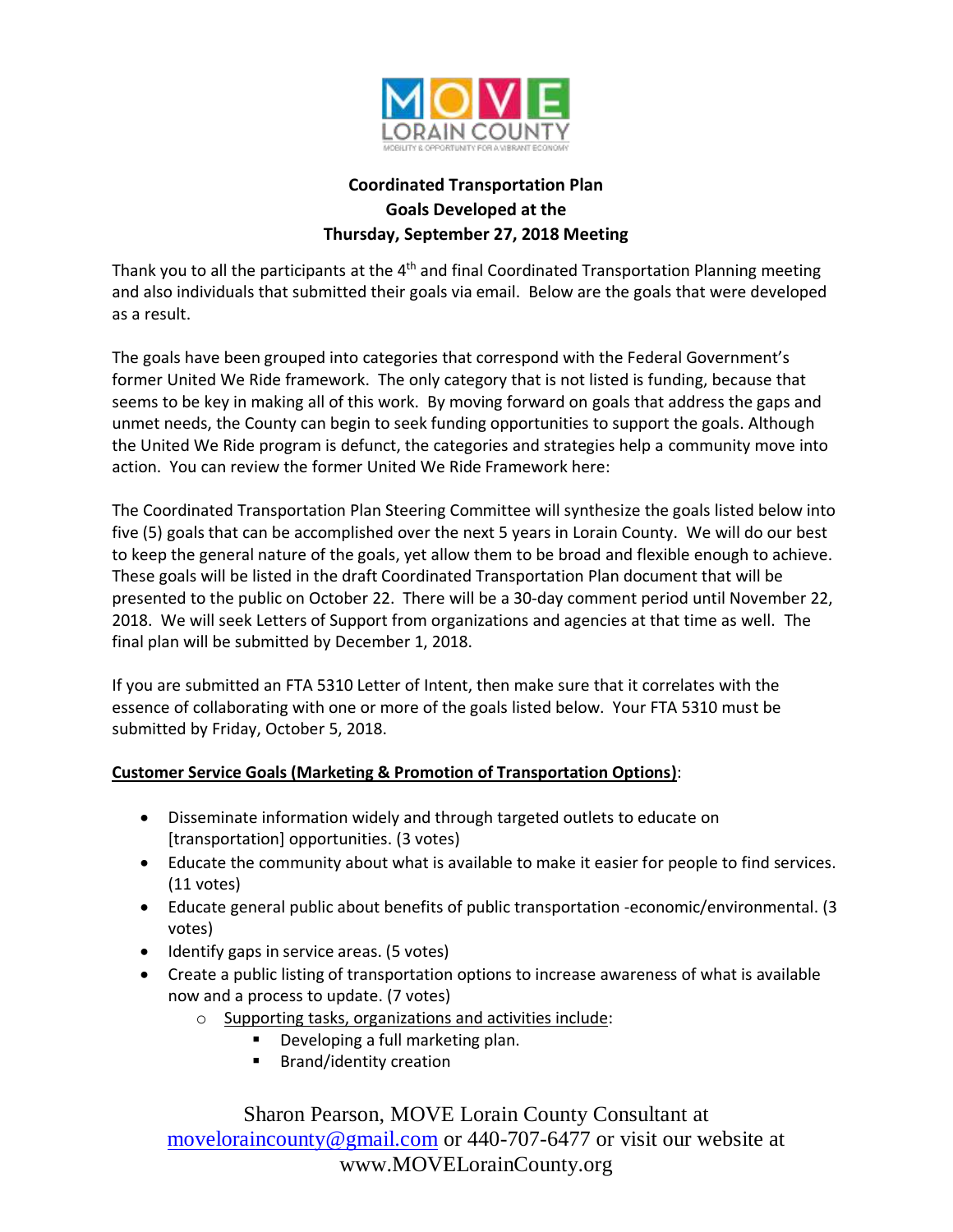MOVE LORAIN COUNTY

MOBILITY & OPPORTUNITY FOR A VIBRANT ECONOMY

**Coordinated Transportation Plan**
**Goals Developed at the**
**Thursday, September 27, 2018 Meeting**

Thank you to all the participants at the 4th and final Coordinated Transportation Planning meeting and also individuals that submitted their goals via email. Below are the goals that were developed as a result.

The goals have been grouped into categories that correspond with the Federal Government's former United We Ride framework. The only category that is not listed is funding, because that seems to be key in making all of this work. By moving forward on goals that address the gaps and unmet needs, the County can begin to seek funding opportunities to support the goals. Although the United We Ride program is defunct, the categories and strategies help a community move into action. You can review the former United We Ride Framework here:

The Coordinated Transportation Plan Steering Committee will synthesize the goals listed below into five (5) goals that can be accomplished over the next 5 years in Lorain County. We will do our best to keep the general nature of the goals, yet allow them to be broad and flexible enough to achieve. These goals will be listed in the draft Coordinated Transportation Plan document that will be presented to the public on October 22. There will be a 30-day comment period until November 22, 2018. We will seek Letters of Support from organizations and agencies at that time as well. The final plan will be submitted by December 1, 2018.

If you are submitted an FTA 5310 Letter of Intent, then make sure that it correlates with the essence of collaborating with one or more of the goals listed below. Your FTA 5310 must be submitted by Friday, October 5, 2018.

**Customer Service Goals (Marketing & Promotion of Transportation Options)**:

- Disseminate information widely and through targeted outlets to educate on [transportation] opportunities. (3 votes)
- Educate the community about what is available to make it easier for people to find services. (11 votes)
- Educate general public about benefits of public transportation -economic/environmental. (3 votes)
- Identify gaps in service areas. (5 votes)
- Create a public listing of transportation options to increase awareness of what is available now and a process to update. (7 votes)
  - Supporting tasks, organizations and activities include:
    - Developing a full marketing plan.
    - Brand/identity creation

Sharon Pearson, MOVE Lorain County Consultant at movelorainco​unty@gmail.com or 440-707-6477 or visit our website at www.MOVELorainCounty.org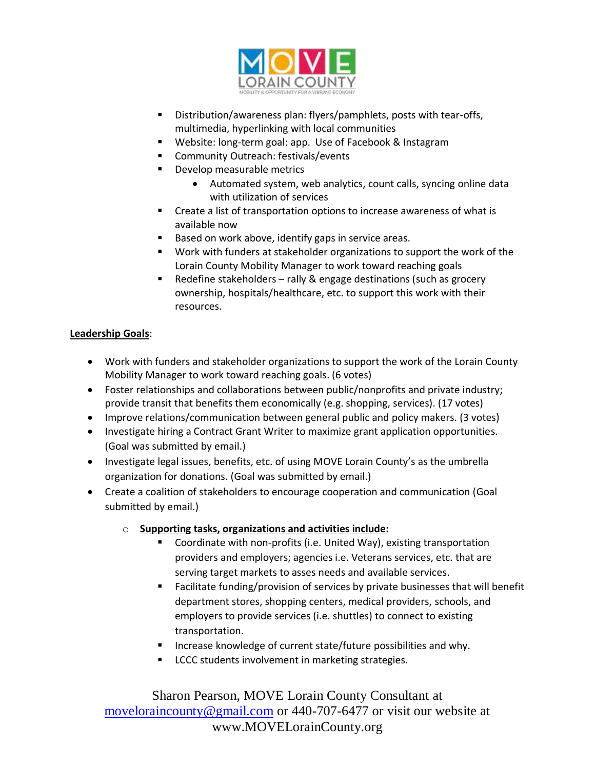- Distribution/awareness plan: flyers/pamphlets, posts with tear-offs, multimedia, hyperlinking with local communities
- Website: long-term goal: app. Use of Facebook & Instagram
- Community Outreach: festivals/events
- Develop measurable metrics
  - Automated system, web analytics, count calls, syncing online data with utilization of services
- Create a list of transportation options to increase awareness of what is available now
- Based on work above, identify gaps in service areas.
- Work with funders at stakeholder organizations to support the work of the Lorain County Mobility Manager to work toward reaching goals
- Redefine stakeholders – rally & engage destinations (such as grocery ownership, hospitals/healthcare, etc. to support this work with their resources.

**Leadership Goals**:

- Work with funders and stakeholder organizations to support the work of the Lorain County Mobility Manager to work toward reaching goals. (6 votes)
- Foster relationships and collaborations between public/nonprofits and private industry; provide transit that benefits them economically (e.g. shopping, services). (17 votes)
- Improve relations/communication between general public and policy makers. (3 votes)
- Investigate hiring a Contract Grant Writer to maximize grant application opportunities. (Goal was submitted by email.)
- Investigate legal issues, benefits, etc. of using MOVE Lorain County's as the umbrella organization for donations. (Goal was submitted by email.)
- Create a coalition of stakeholders to encourage cooperation and communication (Goal submitted by email.)
  - **Supporting tasks, organizations and activities include:**
    - Coordinate with non-profits (i.e. United Way), existing transportation providers and employers; agencies i.e. Veterans services, etc. that are serving target markets to asses needs and available services.
    - Facilitate funding/provision of services by private businesses that will benefit department stores, shopping centers, medical providers, schools, and employers to provide services (i.e. shuttles) to connect to existing transportation.
    - Increase knowledge of current state/future possibilities and why.
    - LCCC students involvement in marketing strategies.

Sharon Pearson, MOVE Lorain County Consultant at moveloraincounty@gmail.com or 440-707-6477 or visit our website at www.MOVELorainCounty.org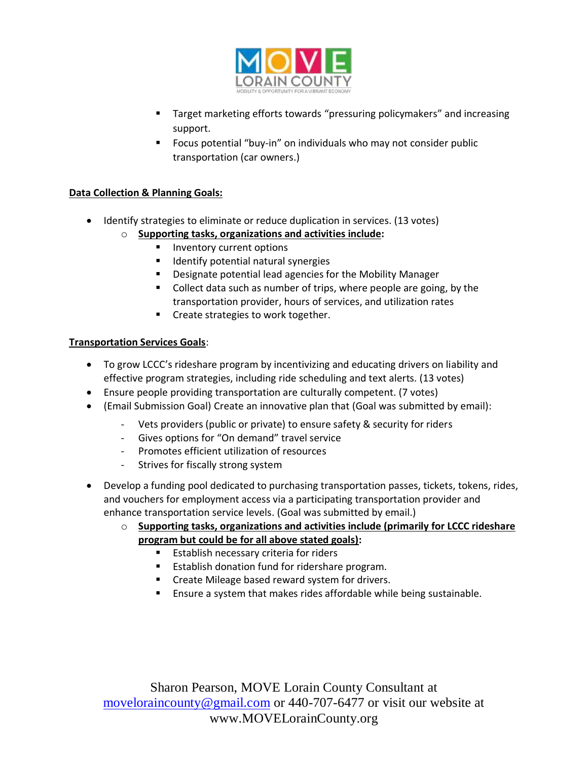- Target marketing efforts towards "pressuring policymakers" and increasing support.
- Focus potential "buy-in" on individuals who may not consider public transportation (car owners.)

**Data Collection & Planning Goals:**

- Identify strategies to eliminate or reduce duplication in services. (13 votes)
  - **Supporting tasks, organizations and activities include:**
    - Inventory current options
    - Identify potential natural synergies
    - Designate potential lead agencies for the Mobility Manager
    - Collect data such as number of trips, where people are going, by the transportation provider, hours of services, and utilization rates
    - Create strategies to work together.

**Transportation Services Goals**:

- To grow LCCC's rideshare program by incentivizing and educating drivers on liability and effective program strategies, including ride scheduling and text alerts. (13 votes)
- Ensure people providing transportation are culturally competent. (7 votes)
- (Email Submission Goal) Create an innovative plan that (Goal was submitted by email):
  - Vets providers (public or private) to ensure safety & security for riders
  - Gives options for "On demand" travel service
  - Promotes efficient utilization of resources
  - Strives for fiscally strong system
- Develop a funding pool dedicated to purchasing transportation passes, tickets, tokens, rides, and vouchers for employment access via a participating transportation provider and enhance transportation service levels. (Goal was submitted by email.)
  - **Supporting tasks, organizations and activities include (primarily for LCCC rideshare program but could be for all above stated goals):**
    - Establish necessary criteria for riders
    - Establish donation fund for ridershare program.
    - Create Mileage based reward system for drivers.
    - Ensure a system that makes rides affordable while being sustainable.

Sharon Pearson, MOVE Lorain County Consultant at movelorainCounty@gmail.com or 440-707-6477 or visit our website at www.MOVELorainCounty.org